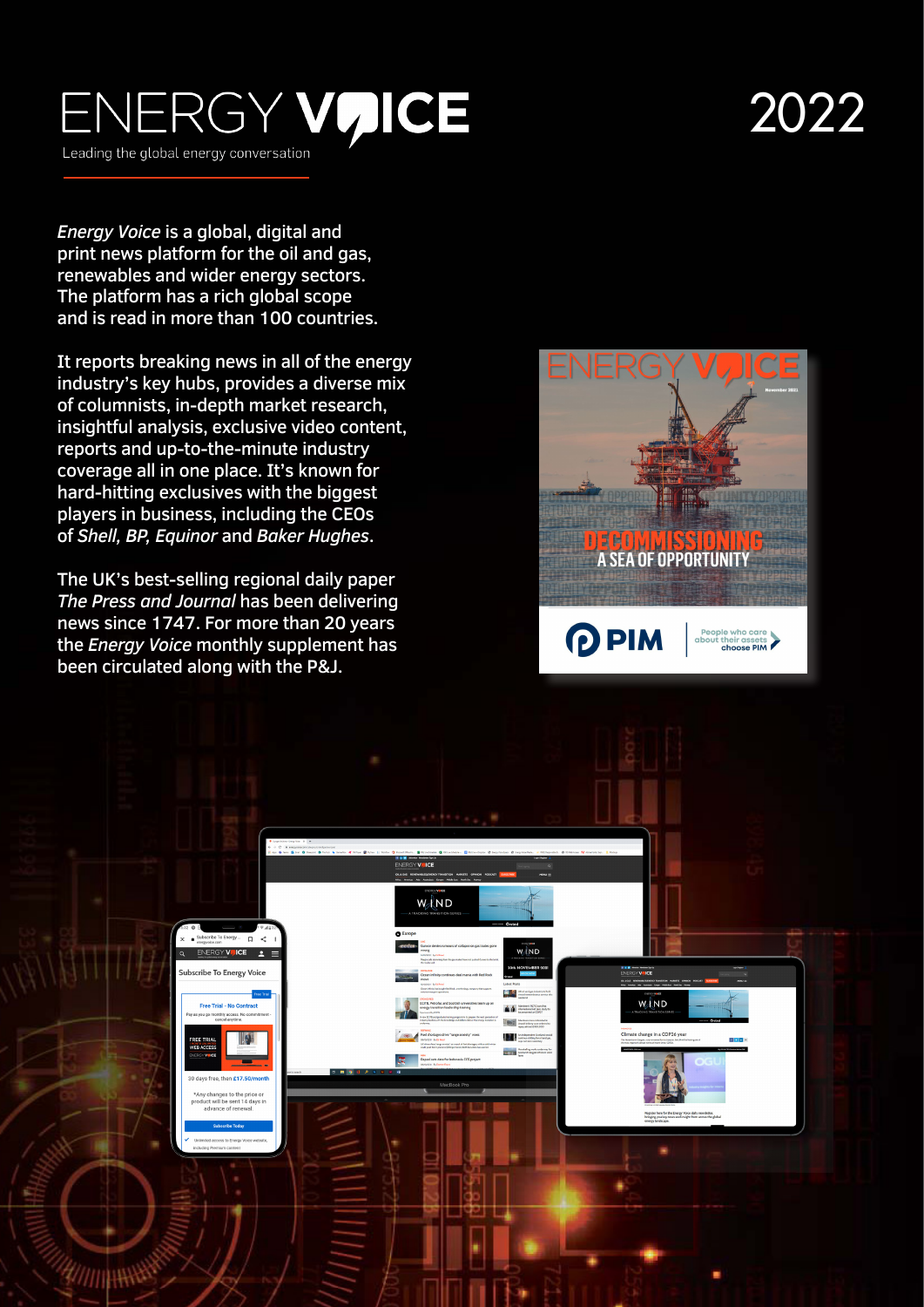# ENERGY VOICE

Leading the global energy conversation

2022

*Energy Voice* is a global, digital and print news platform for the oil and gas, renewables and wider energy sectors. The platform has a rich global scope and is read in more than 100 countries.

It reports breaking news in all of the energy industry's key hubs, provides a diverse mix of columnists, in-depth market research, insightful analysis, exclusive video content, reports and up-to-the-minute industry coverage all in one place. It's known for hard-hitting exclusives with the biggest players in business, including the CEOs of *Shell, BP, Equinor* and *Baker Hughes*.

The UK's best-selling regional daily paper *The Press and Journal* has been delivering news since 1747. For more than 20 years the *Energy Voice* monthly supplement has been circulated along with the P&J.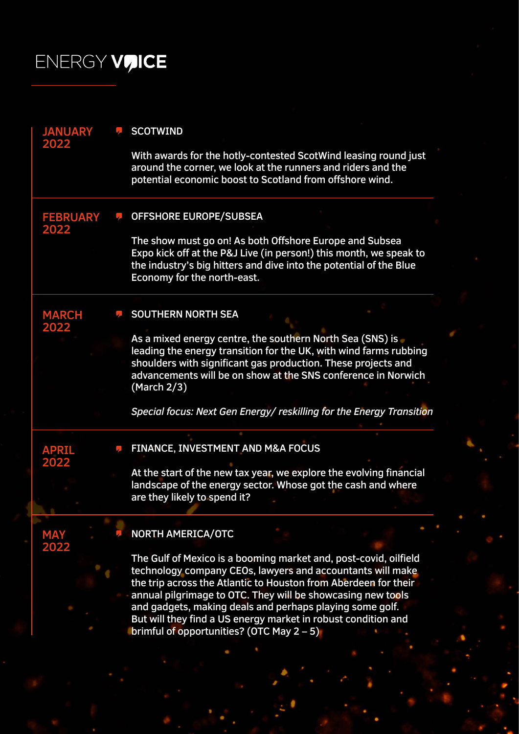ENERGY VOICE

## JANUARY 2022

### SCOTWIND

With awards for the hotly-contested ScotWind leasing round just around the corner, we look at the runners and riders and the potential economic boost to Scotland from offshore wind.

## FEBRUARY 2022

### OFFSHORE EUROPE/SUBSEA

The show must go on! As both Offshore Europe and Subsea Expo kick off at the P&J Live (in person!) this month, we speak to the industry's big hitters and dive into the potential of the Blue Economy for the north-east.

## MARCH 2022

### SOUTHERN NORTH SEA

As a mixed energy centre, the southern North Sea (SNS) is leading the energy transition for the UK, with wind farms rubbing shoulders with significant gas production. These projects and advancements will be on show at the SNS conference in Norwich (March 2/3)

*Special focus: Next Gen Energy/ reskilling for the Energy Transition*

## APRIL 2022

### FINANCE, INVESTMENT AND M&A FOCUS

At the start of the new tax year, we explore the evolving financial landscape of the energy sector. Whose got the cash and where are they likely to spend it?

## MAY 2022

### NORTH AMERICA/OTC

The Gulf of Mexico is a booming market and, post-covid, oilfield technology company CEOs, lawyers and accountants will make the trip across the Atlantic to Houston from Aberdeen for their annual pilgrimage to OTC. They will be showcasing new tools and gadgets, making deals and perhaps playing some golf. But will they find a US energy market in robust condition and brimful of opportunities? (OTC May 2 – 5)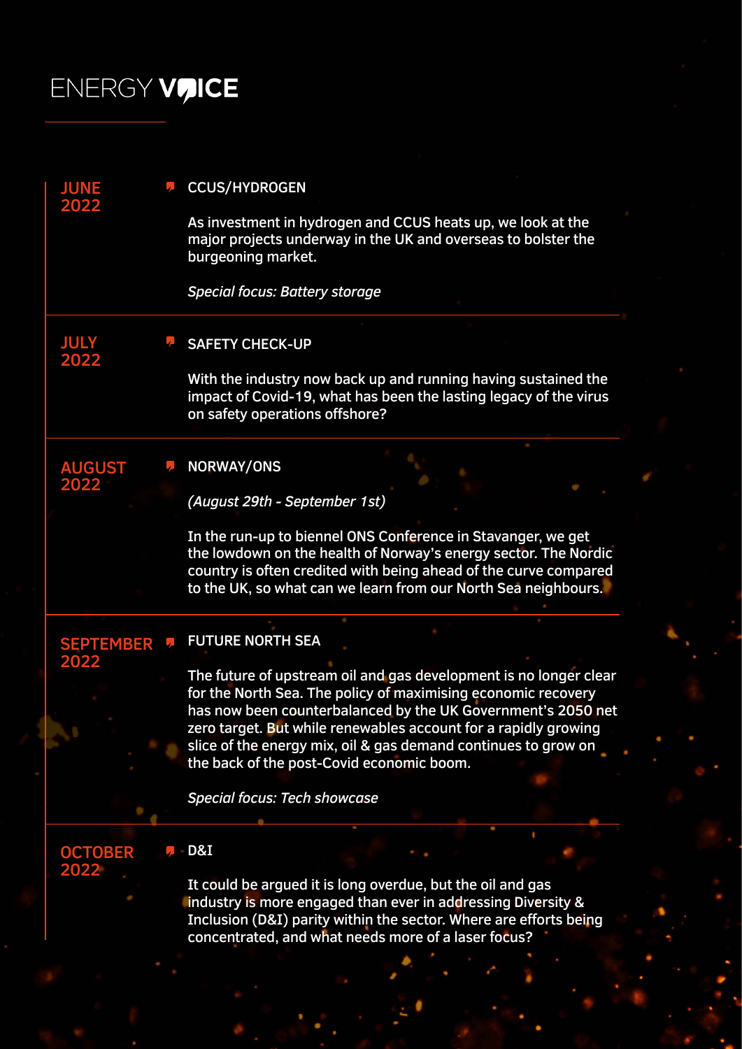# ENERGY VOICE

## JUNE 2022

### CCUS/HYDROGEN

As investment in hydrogen and CCUS heats up, we look at the major projects underway in the UK and overseas to bolster the burgeoning market.

*Special focus: Battery storage*

## JULY 2022

### SAFETY CHECK-UP

With the industry now back up and running having sustained the impact of Covid-19, what has been the lasting legacy of the virus on safety operations offshore?

## AUGUST 2022

### NORWAY/ONS

*(August 29th - September 1st)*

In the run-up to biennel ONS Conference in Stavanger, we get the lowdown on the health of Norway's energy sector. The Nordic country is often credited with being ahead of the curve compared to the UK, so what can we learn from our North Sea neighbours.

## SEPTEMBER 2022

### FUTURE NORTH SEA

The future of upstream oil and gas development is no longer clear for the North Sea. The policy of maximising economic recovery has now been counterbalanced by the UK Government's 2050 net zero target. But while renewables account for a rapidly growing slice of the energy mix, oil & gas demand continues to grow on the back of the post-Covid economic boom.

*Special focus: Tech showcase*

## OCTOBER 2022

### D&I

It could be argued it is long overdue, but the oil and gas industry is more engaged than ever in addressing Diversity & Inclusion (D&I) parity within the sector. Where are efforts being concentrated, and what needs more of a laser focus?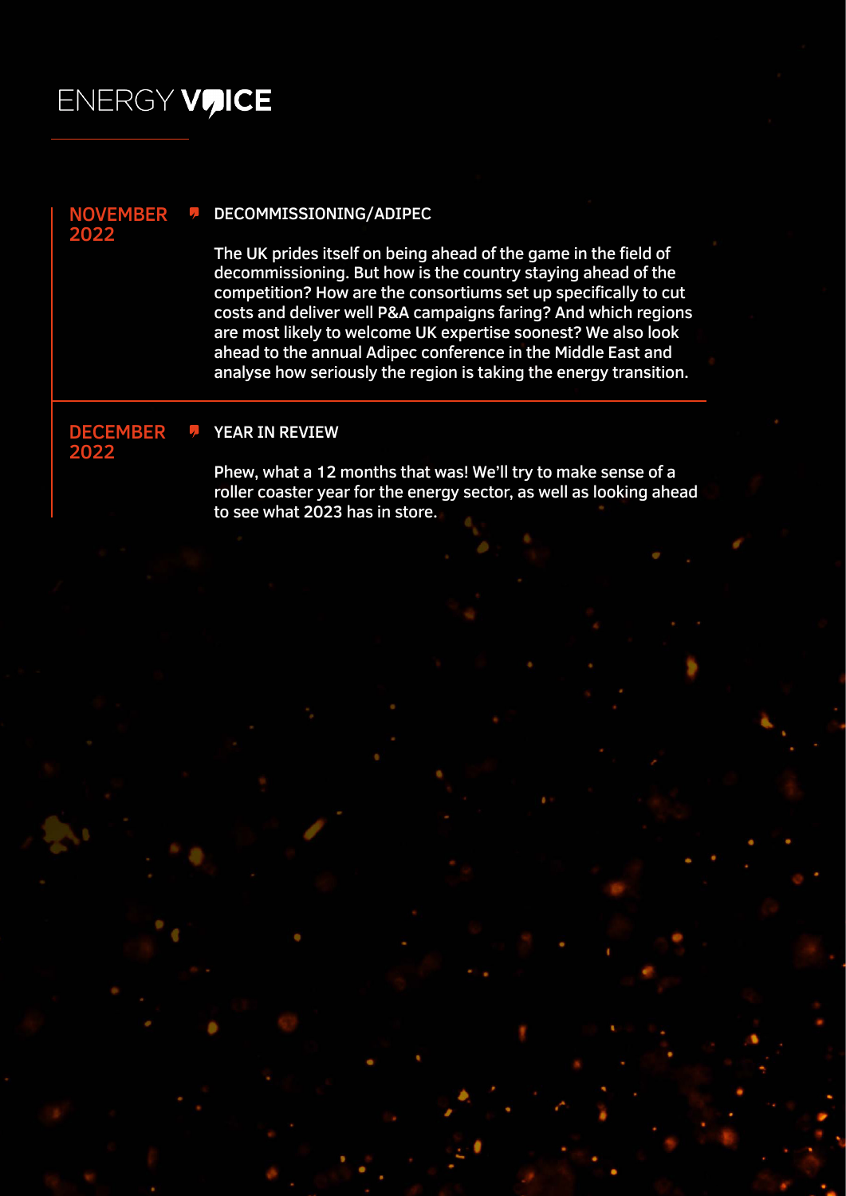ENERGY VOICE

## NOVEMBER 2022

### DECOMMISSIONING/ADIPEC

The UK prides itself on being ahead of the game in the field of decommissioning. But how is the country staying ahead of the competition? How are the consortiums set up specifically to cut costs and deliver well P&A campaigns faring? And which regions are most likely to welcome UK expertise soonest? We also look ahead to the annual Adipec conference in the Middle East and analyse how seriously the region is taking the energy transition.

## DECEMBER 2022

### YEAR IN REVIEW

Phew, what a 12 months that was! We'll try to make sense of a roller coaster year for the energy sector, as well as looking ahead to see what 2023 has in store.